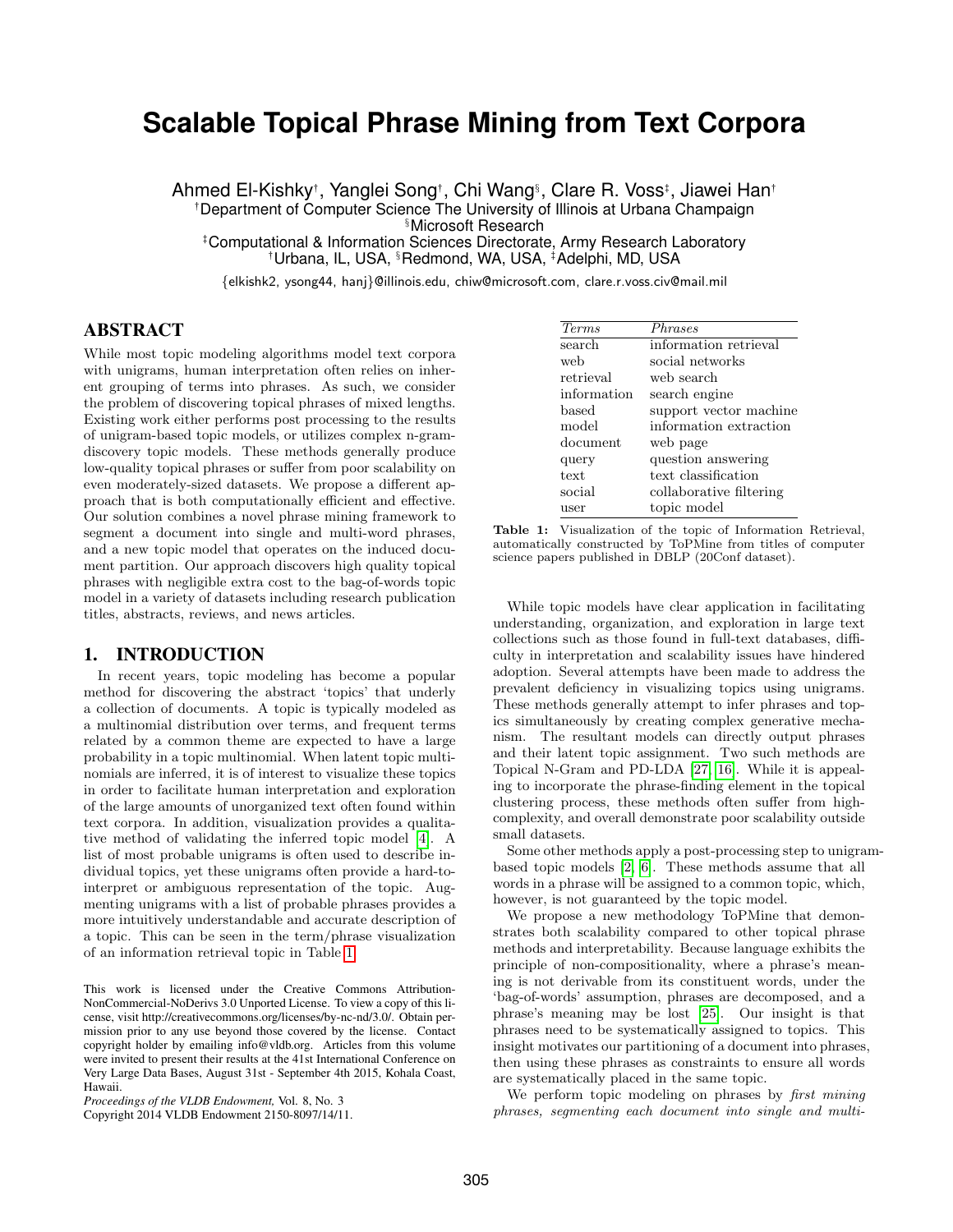# Scalable Topical Phrase Mining from Text Corpora

Ahmed El-Kishky[†], Yanglei Song[†], Chi Wang[§], Clare R. Voss[‡], Jiawei Han[†]

[†]Department of Computer Science The University of Illinois at Urbana Champaign
[§]Microsoft Research
[‡]Computational & Information Sciences Directorate, Army Research Laboratory
[†]Urbana, IL, USA, [§]Redmond, WA, USA, [‡]Adelphi, MD, USA

{elkishk2, ysong44, hanj}@illinois.edu, chiw@microsoft.com, clare.r.voss.civ@mail.mil

## ABSTRACT

While most topic modeling algorithms model text corpora with unigrams, human interpretation often relies on inherent grouping of terms into phrases. As such, we consider the problem of discovering topical phrases of mixed lengths. Existing work either performs post processing to the results of unigram-based topic models, or utilizes complex n-gram-discovery topic models. These methods generally produce low-quality topical phrases or suffer from poor scalability on even moderately-sized datasets. We propose a different approach that is both computationally efficient and effective. Our solution combines a novel phrase mining framework to segment a document into single and multi-word phrases, and a new topic model that operates on the induced document partition. Our approach discovers high quality topical phrases with negligible extra cost to the bag-of-words topic model in a variety of datasets including research publication titles, abstracts, reviews, and news articles.

## 1. INTRODUCTION

In recent years, topic modeling has become a popular method for discovering the abstract 'topics' that underly a collection of documents. A topic is typically modeled as a multinomial distribution over terms, and frequent terms related by a common theme are expected to have a large probability in a topic multinomial. When latent topic multinomials are inferred, it is of interest to visualize these topics in order to facilitate human interpretation and exploration of the large amounts of unorganized text often found within text corpora. In addition, visualization provides a qualitative method of validating the inferred topic model [4]. A list of most probable unigrams is often used to describe individual topics, yet these unigrams often provide a hard-to-interpret or ambiguous representation of the topic. Augmenting unigrams with a list of probable phrases provides a more intuitively understandable and accurate description of a topic. This can be seen in the term/phrase visualization of an information retrieval topic in Table 1.

| *Terms* | *Phrases* |
|---|---|
| search | information retrieval |
| web | social networks |
| retrieval | web search |
| information | search engine |
| based | support vector machine |
| model | information extraction |
| document | web page |
| query | question answering |
| text | text classification |
| social | collaborative filtering |
| user | topic model |

**Table 1:** Visualization of the topic of Information Retrieval, automatically constructed by ToPMine from titles of computer science papers published in DBLP (20Conf dataset).

While topic models have clear application in facilitating understanding, organization, and exploration in large text collections such as those found in full-text databases, difficulty in interpretation and scalability issues have hindered adoption. Several attempts have been made to address the prevalent deficiency in visualizing topics using unigrams. These methods generally attempt to infer phrases and topics simultaneously by creating complex generative mechanism. The resultant models can directly output phrases and their latent topic assignment. Two such methods are Topical N-Gram and PD-LDA [27, 16]. While it is appealing to incorporate the phrase-finding element in the topical clustering process, these methods often suffer from high-complexity, and overall demonstrate poor scalability outside small datasets.

Some other methods apply a post-processing step to unigram-based topic models [2, 6]. These methods assume that all words in a phrase will be assigned to a common topic, which, however, is not guaranteed by the topic model.

We propose a new methodology ToPMine that demonstrates both scalability compared to other topical phrase methods and interpretability. Because language exhibits the principle of non-compositionality, where a phrase's meaning is not derivable from its constituent words, under the 'bag-of-words' assumption, phrases are decomposed, and a phrase's meaning may be lost [25]. Our insight is that phrases need to be systematically assigned to topics. This insight motivates our partitioning of a document into phrases, then using these phrases as constraints to ensure all words are systematically placed in the same topic.

We perform topic modeling on phrases by *first mining phrases, segmenting each document into single and multi-*

This work is licensed under the Creative Commons Attribution-NonCommercial-NoDerivs 3.0 Unported License. To view a copy of this license, visit http://creativecommons.org/licenses/by-nc-nd/3.0/. Obtain permission prior to any use beyond those covered by the license. Contact copyright holder by emailing info@vldb.org. Articles from this volume were invited to present their results at the 41st International Conference on Very Large Data Bases, August 31st - September 4th 2015, Kohala Coast, Hawaii.
*Proceedings of the VLDB Endowment,* Vol. 8, No. 3
Copyright 2014 VLDB Endowment 2150-8097/14/11.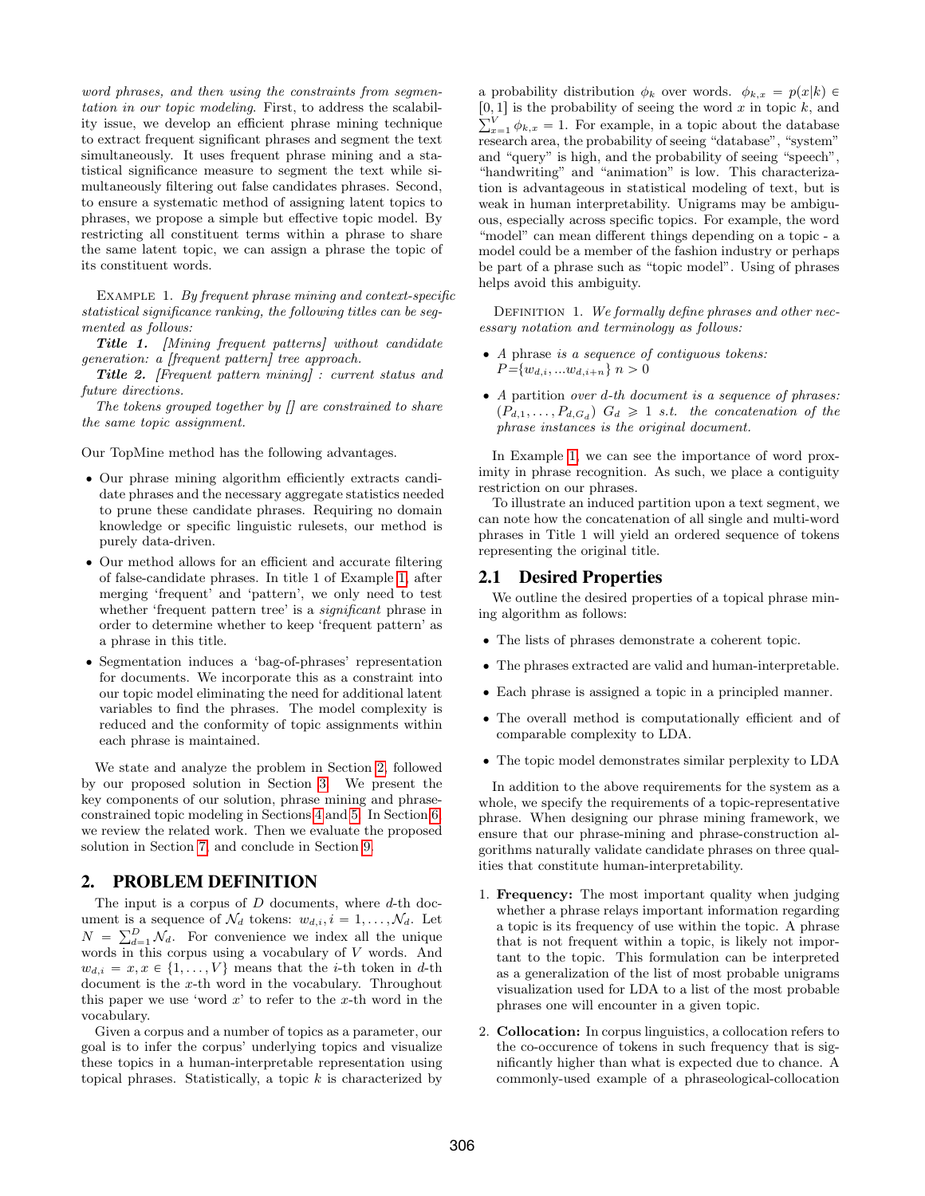*word phrases, and then using the constraints from segmentation in our topic modeling*. First, to address the scalability issue, we develop an efficient phrase mining technique to extract frequent significant phrases and segment the text simultaneously. It uses frequent phrase mining and a statistical significance measure to segment the text while simultaneously filtering out false candidates phrases. Second, to ensure a systematic method of assigning latent topics to phrases, we propose a simple but effective topic model. By restricting all constituent terms within a phrase to share the same latent topic, we can assign a phrase the topic of its constituent words.

Example 1. *By frequent phrase mining and context-specific statistical significance ranking, the following titles can be segmented as follows:*

***Title 1.*** *[Mining frequent patterns] without candidate generation: a [frequent pattern] tree approach.*

***Title 2.*** *[Frequent pattern mining] : current status and future directions.*

*The tokens grouped together by [] are constrained to share the same topic assignment.*

Our TopMine method has the following advantages.

- Our phrase mining algorithm efficiently extracts candidate phrases and the necessary aggregate statistics needed to prune these candidate phrases. Requiring no domain knowledge or specific linguistic rulesets, our method is purely data-driven.
- Our method allows for an efficient and accurate filtering of false-candidate phrases. In title 1 of Example 1, after merging 'frequent' and 'pattern', we only need to test whether 'frequent pattern tree' is a *significant* phrase in order to determine whether to keep 'frequent pattern' as a phrase in this title.
- Segmentation induces a 'bag-of-phrases' representation for documents. We incorporate this as a constraint into our topic model eliminating the need for additional latent variables to find the phrases. The model complexity is reduced and the conformity of topic assignments within each phrase is maintained.

We state and analyze the problem in Section 2, followed by our proposed solution in Section 3. We present the key components of our solution, phrase mining and phrase-constrained topic modeling in Sections 4 and 5. In Section 6, we review the related work. Then we evaluate the proposed solution in Section 7, and conclude in Section 9.

## 2. PROBLEM DEFINITION

The input is a corpus of $D$ documents, where $d$-th document is a sequence of $\mathcal{N}_d$ tokens: $w_{d,i}, i = 1, \ldots, \mathcal{N}_d$. Let $N = \sum_{d=1}^{D} \mathcal{N}_d$. For convenience we index all the unique words in this corpus using a vocabulary of $V$ words. And $w_{d,i} = x, x \in \{1, \ldots, V\}$ means that the $i$-th token in $d$-th document is the $x$-th word in the vocabulary. Throughout this paper we use 'word $x$' to refer to the $x$-th word in the vocabulary.

Given a corpus and a number of topics as a parameter, our goal is to infer the corpus' underlying topics and visualize these topics in a human-interpretable representation using topical phrases. Statistically, a topic $k$ is characterized by a probability distribution $\phi_k$ over words. $\phi_{k,x} = p(x|k) \in [0, 1]$ is the probability of seeing the word $x$ in topic $k$, and $\sum_{x=1}^{V} \phi_{k,x} = 1$. For example, in a topic about the database research area, the probability of seeing "database", "system" and "query" is high, and the probability of seeing "speech", "handwriting" and "animation" is low. This characterization is advantageous in statistical modeling of text, but is weak in human interpretability. Unigrams may be ambiguous, especially across specific topics. For example, the word "model" can mean different things depending on a topic - a model could be a member of the fashion industry or perhaps be part of a phrase such as "topic model". Using of phrases helps avoid this ambiguity.

Definition 1. *We formally define phrases and other necessary notation and terminology as follows:*

- *A* phrase *is a sequence of contiguous tokens:* $P = \{w_{d,i}, ... w_{d,i+n}\}$ $n > 0$
- *A* partition *over d-th document is a sequence of phrases:* $(P_{d,1}, \ldots, P_{d,G_d})$ $G_d \geqslant 1$ *s.t. the concatenation of the phrase instances is the original document.*

In Example 1, we can see the importance of word proximity in phrase recognition. As such, we place a contiguity restriction on our phrases.

To illustrate an induced partition upon a text segment, we can note how the concatenation of all single and multi-word phrases in Title 1 will yield an ordered sequence of tokens representing the original title.

### 2.1 Desired Properties

We outline the desired properties of a topical phrase mining algorithm as follows:

- The lists of phrases demonstrate a coherent topic.
- The phrases extracted are valid and human-interpretable.
- Each phrase is assigned a topic in a principled manner.
- The overall method is computationally efficient and of comparable complexity to LDA.
- The topic model demonstrates similar perplexity to LDA

In addition to the above requirements for the system as a whole, we specify the requirements of a topic-representative phrase. When designing our phrase mining framework, we ensure that our phrase-mining and phrase-construction algorithms naturally validate candidate phrases on three qualities that constitute human-interpretability.

1. **Frequency:** The most important quality when judging whether a phrase relays important information regarding a topic is its frequency of use within the topic. A phrase that is not frequent within a topic, is likely not important to the topic. This formulation can be interpreted as a generalization of the list of most probable unigrams visualization used for LDA to a list of the most probable phrases one will encounter in a given topic.
2. **Collocation:** In corpus linguistics, a collocation refers to the co-occurence of tokens in such frequency that is significantly higher than what is expected due to chance. A commonly-used example of a phraseological-collocation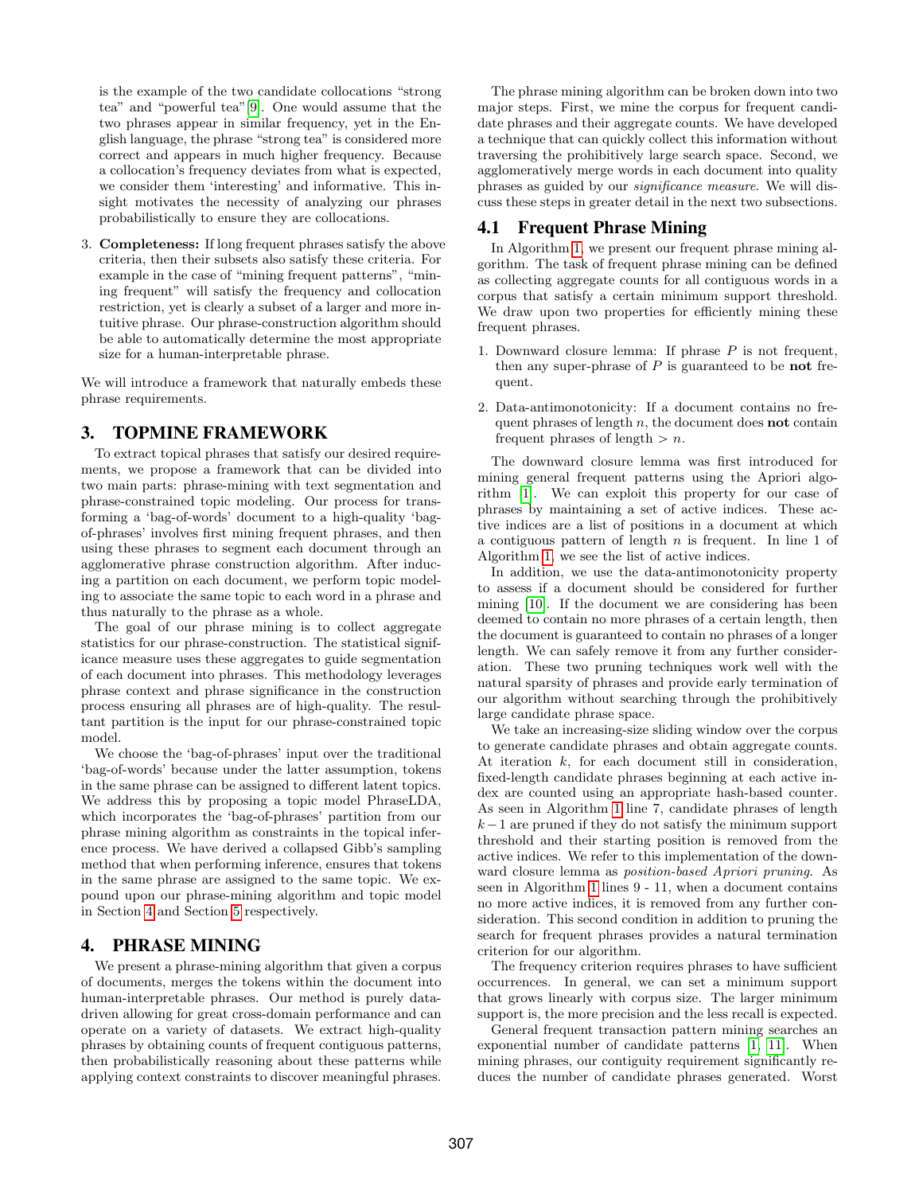is the example of the two candidate collocations "strong tea" and "powerful tea" [9]. One would assume that the two phrases appear in similar frequency, yet in the English language, the phrase "strong tea" is considered more correct and appears in much higher frequency. Because a collocation's frequency deviates from what is expected, we consider them 'interesting' and informative. This insight motivates the necessity of analyzing our phrases probabilistically to ensure they are collocations.

3. **Completeness:** If long frequent phrases satisfy the above criteria, then their subsets also satisfy these criteria. For example in the case of "mining frequent patterns", "mining frequent" will satisfy the frequency and collocation restriction, yet is clearly a subset of a larger and more intuitive phrase. Our phrase-construction algorithm should be able to automatically determine the most appropriate size for a human-interpretable phrase.

We will introduce a framework that naturally embeds these phrase requirements.

# 3. TOPMINE FRAMEWORK

To extract topical phrases that satisfy our desired requirements, we propose a framework that can be divided into two main parts: phrase-mining with text segmentation and phrase-constrained topic modeling. Our process for transforming a 'bag-of-words' document to a high-quality 'bag-of-phrases' involves first mining frequent phrases, and then using these phrases to segment each document through an agglomerative phrase construction algorithm. After inducing a partition on each document, we perform topic modeling to associate the same topic to each word in a phrase and thus naturally to the phrase as a whole.

The goal of our phrase mining is to collect aggregate statistics for our phrase-construction. The statistical significance measure uses these aggregates to guide segmentation of each document into phrases. This methodology leverages phrase context and phrase significance in the construction process ensuring all phrases are of high-quality. The resultant partition is the input for our phrase-constrained topic model.

We choose the 'bag-of-phrases' input over the traditional 'bag-of-words' because under the latter assumption, tokens in the same phrase can be assigned to different latent topics. We address this by proposing a topic model PhraseLDA, which incorporates the 'bag-of-phrases' partition from our phrase mining algorithm as constraints in the topical inference process. We have derived a collapsed Gibb's sampling method that when performing inference, ensures that tokens in the same phrase are assigned to the same topic. We expound upon our phrase-mining algorithm and topic model in Section 4 and Section 5 respectively.

# 4. PHRASE MINING

We present a phrase-mining algorithm that given a corpus of documents, merges the tokens within the document into human-interpretable phrases. Our method is purely data-driven allowing for great cross-domain performance and can operate on a variety of datasets. We extract high-quality phrases by obtaining counts of frequent contiguous patterns, then probabilistically reasoning about these patterns while applying context constraints to discover meaningful phrases.

The phrase mining algorithm can be broken down into two major steps. First, we mine the corpus for frequent candidate phrases and their aggregate counts. We have developed a technique that can quickly collect this information without traversing the prohibitively large search space. Second, we agglomeratively merge words in each document into quality phrases as guided by our *significance measure*. We will discuss these steps in greater detail in the next two subsections.

## 4.1 Frequent Phrase Mining

In Algorithm 1, we present our frequent phrase mining algorithm. The task of frequent phrase mining can be defined as collecting aggregate counts for all contiguous words in a corpus that satisfy a certain minimum support threshold. We draw upon two properties for efficiently mining these frequent phrases.

1. Downward closure lemma: If phrase $P$ is not frequent, then any super-phrase of $P$ is guaranteed to be **not** frequent.

2. Data-antimonotonicity: If a document contains no frequent phrases of length $n$, the document does **not** contain frequent phrases of length $> n$.

The downward closure lemma was first introduced for mining general frequent patterns using the Apriori algorithm [1]. We can exploit this property for our case of phrases by maintaining a set of active indices. These active indices are a list of positions in a document at which a contiguous pattern of length $n$ is frequent. In line 1 of Algorithm 1, we see the list of active indices.

In addition, we use the data-antimonotonicity property to assess if a document should be considered for further mining [10]. If the document we are considering has been deemed to contain no more phrases of a certain length, then the document is guaranteed to contain no phrases of a longer length. We can safely remove it from any further consideration. These two pruning techniques work well with the natural sparsity of phrases and provide early termination of our algorithm without searching through the prohibitively large candidate phrase space.

We take an increasing-size sliding window over the corpus to generate candidate phrases and obtain aggregate counts. At iteration $k$, for each document still in consideration, fixed-length candidate phrases beginning at each active index are counted using an appropriate hash-based counter. As seen in Algorithm 1 line 7, candidate phrases of length $k-1$ are pruned if they do not satisfy the minimum support threshold and their starting position is removed from the active indices. We refer to this implementation of the downward closure lemma as *position-based Apriori pruning*. As seen in Algorithm 1 lines 9 - 11, when a document contains no more active indices, it is removed from any further consideration. This second condition in addition to pruning the search for frequent phrases provides a natural termination criterion for our algorithm.

The frequency criterion requires phrases to have sufficient occurrences. In general, we can set a minimum support that grows linearly with corpus size. The larger minimum support is, the more precision and the less recall is expected.

General frequent transaction pattern mining searches an exponential number of candidate patterns [1, 11]. When mining phrases, our contiguity requirement significantly reduces the number of candidate phrases generated. Worst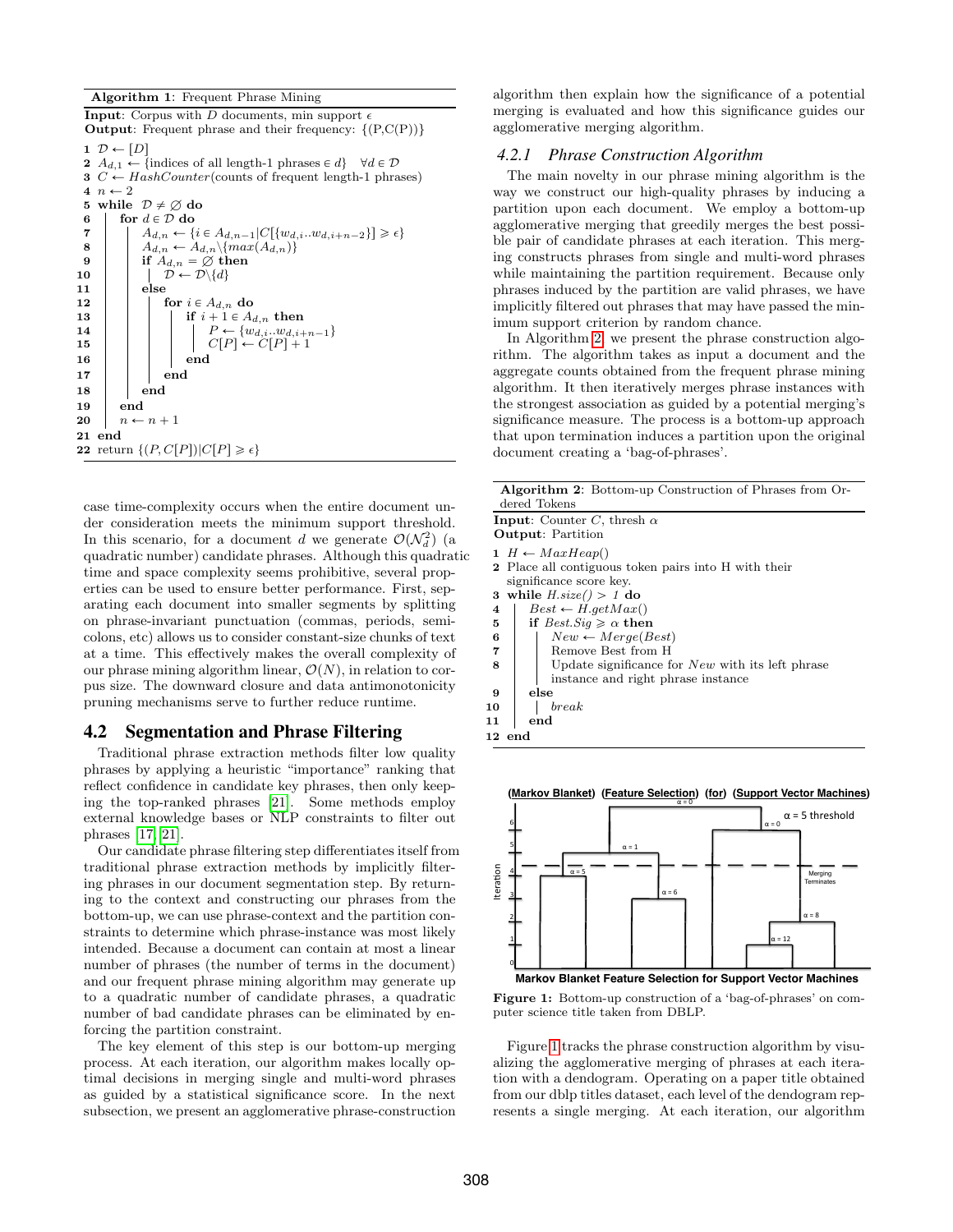**Algorithm 1**: Frequent Phrase Mining

**Input**: Corpus with $D$ documents, min support $\epsilon$
**Output**: Frequent phrase and their frequency: $\{(P, C(P))\}$

```
1  𝒟 ← [D]
2  A_{d,1} ← {indices of all length-1 phrases ∈ d}  ∀d ∈ 𝒟
3  C ← HashCounter(counts of frequent length-1 phrases)
4  n ← 2
5  while 𝒟 ≠ ∅ do
6      for d ∈ 𝒟 do
7          A_{d,n} ← {i ∈ A_{d,n-1} | C[{w_{d,i}..w_{d,i+n-2}}] ≥ ε}
8          A_{d,n} ← A_{d,n} \ {max(A_{d,n})}
9          if A_{d,n} = ∅ then
10             𝒟 ← 𝒟 \ {d}
11         else
12             for i ∈ A_{d,n} do
13                 if i + 1 ∈ A_{d,n} then
14                     P ← {w_{d,i}..w_{d,i+n-1}}
15                     C[P] ← C[P] + 1
16                 end
17             end
18         end
19     end
20     n ← n + 1
21 end
22 return {(P, C[P]) | C[P] ≥ ε}
```

case time-complexity occurs when the entire document under consideration meets the minimum support threshold. In this scenario, for a document $d$ we generate $\mathcal{O}(\mathcal{N}_d^2)$ (a quadratic number) candidate phrases. Although this quadratic time and space complexity seems prohibitive, several properties can be used to ensure better performance. First, separating each document into smaller segments by splitting on phrase-invariant punctuation (commas, periods, semi-colons, etc) allows us to consider constant-size chunks of text at a time. This effectively makes the overall complexity of our phrase mining algorithm linear, $\mathcal{O}(N)$, in relation to corpus size. The downward closure and data antimonotonicity pruning mechanisms serve to further reduce runtime.

## 4.2 Segmentation and Phrase Filtering

Traditional phrase extraction methods filter low quality phrases by applying a heuristic "importance" ranking that reflect confidence in candidate key phrases, then only keeping the top-ranked phrases [21]. Some methods employ external knowledge bases or NLP constraints to filter out phrases [17, 21].

Our candidate phrase filtering step differentiates itself from traditional phrase extraction methods by implicitly filtering phrases in our document segmentation step. By returning to the context and constructing our phrases from the bottom-up, we can use phrase-context and the partition constraints to determine which phrase-instance was most likely intended. Because a document can contain at most a linear number of phrases (the number of terms in the document) and our frequent phrase mining algorithm may generate up to a quadratic number of candidate phrases, a quadratic number of bad candidate phrases can be eliminated by enforcing the partition constraint.

The key element of this step is our bottom-up merging process. At each iteration, our algorithm makes locally optimal decisions in merging single and multi-word phrases as guided by a statistical significance score. In the next subsection, we present an agglomerative phrase-construction algorithm then explain how the significance of a potential merging is evaluated and how this significance guides our agglomerative merging algorithm.

### 4.2.1 *Phrase Construction Algorithm*

The main novelty in our phrase mining algorithm is the way we construct our high-quality phrases by inducing a partition upon each document. We employ a bottom-up agglomerative merging that greedily merges the best possible pair of candidate phrases at each iteration. This merging constructs phrases from single and multi-word phrases while maintaining the partition requirement. Because only phrases induced by the partition are valid phrases, we have implicitly filtered out phrases that may have passed the minimum support criterion by random chance.

In Algorithm 2, we present the phrase construction algorithm. The algorithm takes as input a document and the aggregate counts obtained from the frequent phrase mining algorithm. It then iteratively merges phrase instances with the strongest association as guided by a potential merging's significance measure. The process is a bottom-up approach that upon termination induces a partition upon the original document creating a 'bag-of-phrases'.

**Algorithm 2**: Bottom-up Construction of Phrases from Ordered Tokens

**Input**: Counter $C$, thresh $\alpha$
**Output**: Partition

```
1  H ← MaxHeap()
2  Place all contiguous token pairs into H with their
   significance score key.
3  while H.size() > 1 do
4      Best ← H.getMax()
5      if Best.Sig ≥ α then
6          New ← Merge(Best)
7          Remove Best from H
8          Update significance for New with its left phrase
           instance and right phrase instance
9      else
10         break
11     end
12 end
```

Figure 1: Bottom-up construction of a 'bag-of-phrases' on computer science title taken from DBLP.

Figure 1 tracks the phrase construction algorithm by visualizing the agglomerative merging of phrases at each iteration with a dendogram. Operating on a paper title obtained from our dblp titles dataset, each level of the dendogram represents a single merging. At each iteration, our algorithm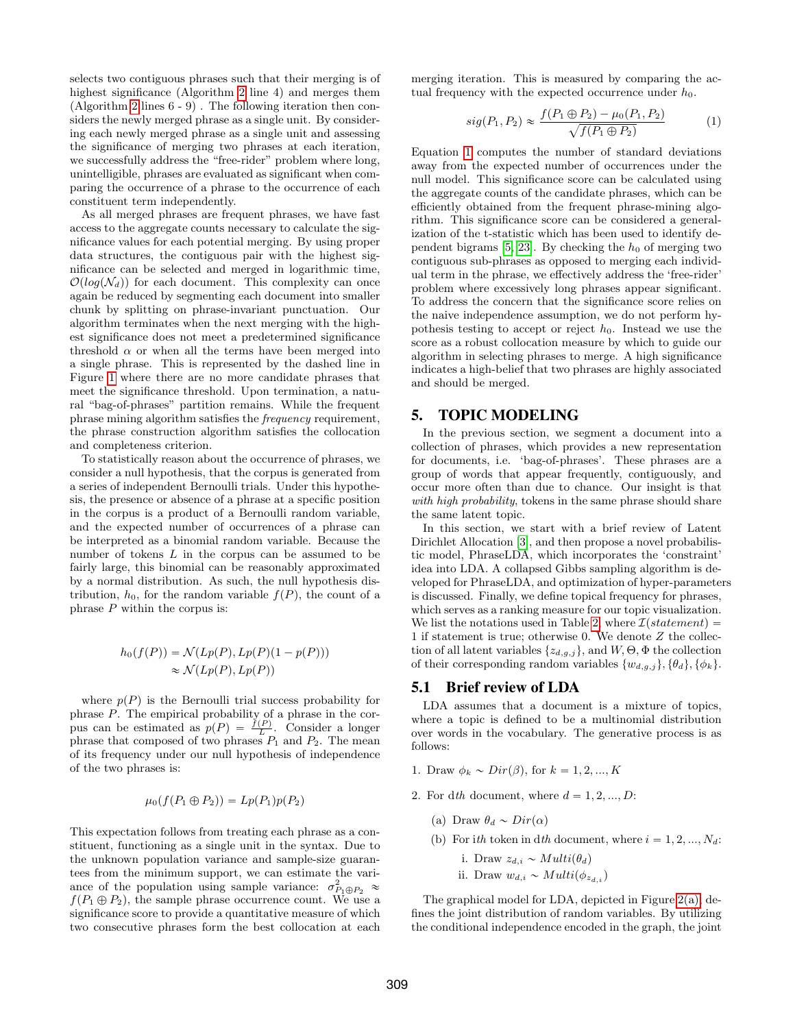selects two contiguous phrases such that their merging is of highest significance (Algorithm 2 line 4) and merges them (Algorithm 2 lines 6 - 9) . The following iteration then considers the newly merged phrase as a single unit. By considering each newly merged phrase as a single unit and assessing the significance of merging two phrases at each iteration, we successfully address the "free-rider" problem where long, unintelligible, phrases are evaluated as significant when comparing the occurrence of a phrase to the occurrence of each constituent term independently.

As all merged phrases are frequent phrases, we have fast access to the aggregate counts necessary to calculate the significance values for each potential merging. By using proper data structures, the contiguous pair with the highest significance can be selected and merged in logarithmic time, $\mathcal{O}(log(\mathcal{N}_d))$ for each document. This complexity can once again be reduced by segmenting each document into smaller chunk by splitting on phrase-invariant punctuation. Our algorithm terminates when the next merging with the highest significance does not meet a predetermined significance threshold $\alpha$ or when all the terms have been merged into a single phrase. This is represented by the dashed line in Figure 1 where there are no more candidate phrases that meet the significance threshold. Upon termination, a natural "bag-of-phrases" partition remains. While the frequent phrase mining algorithm satisfies the *frequency* requirement, the phrase construction algorithm satisfies the collocation and completeness criterion.

To statistically reason about the occurrence of phrases, we consider a null hypothesis, that the corpus is generated from a series of independent Bernoulli trials. Under this hypothesis, the presence or absence of a phrase at a specific position in the corpus is a product of a Bernoulli random variable, and the expected number of occurrences of a phrase can be interpreted as a binomial random variable. Because the number of tokens $L$ in the corpus can be assumed to be fairly large, this binomial can be reasonably approximated by a normal distribution. As such, the null hypothesis distribution, $h_0$, for the random variable $f(P)$, the count of a phrase $P$ within the corpus is:

$$
\begin{aligned}
h_0(f(P)) &= \mathcal{N}(Lp(P), Lp(P)(1 - p(P))) \\
&\approx \mathcal{N}(Lp(P), Lp(P))
\end{aligned}
$$

where $p(P)$ is the Bernoulli trial success probability for phrase $P$. The empirical probability of a phrase in the corpus can be estimated as $p(P) = \frac{f(P)}{L}$. Consider a longer phrase that composed of two phrases $P_1$ and $P_2$. The mean of its frequency under our null hypothesis of independence of the two phrases is:

$$
\mu_0(f(P_1 \oplus P_2)) = Lp(P_1)p(P_2)
$$

This expectation follows from treating each phrase as a constituent, functioning as a single unit in the syntax. Due to the unknown population variance and sample-size guarantees from the minimum support, we can estimate the variance of the population using sample variance: $\sigma^2_{P_1 \oplus P_2} \approx f(P_1 \oplus P_2)$, the sample phrase occurrence count. We use a significance score to provide a quantitative measure of which two consecutive phrases form the best collocation at each merging iteration. This is measured by comparing the actual frequency with the expected occurrence under $h_0$.

$$
sig(P_1, P_2) \approx \frac{f(P_1 \oplus P_2) - \mu_0(P_1, P_2)}{\sqrt{f(P_1 \oplus P_2)}} \tag{1}
$$

Equation 1 computes the number of standard deviations away from the expected number of occurrences under the null model. This significance score can be calculated using the aggregate counts of the candidate phrases, which can be efficiently obtained from the frequent phrase-mining algorithm. This significance score can be considered a generalization of the t-statistic which has been used to identify dependent bigrams [5, 23]. By checking the $h_0$ of merging two contiguous sub-phrases as opposed to merging each individual term in the phrase, we effectively address the 'free-rider' problem where excessively long phrases appear significant. To address the concern that the significance score relies on the naive independence assumption, we do not perform hypothesis testing to accept or reject $h_0$. Instead we use the score as a robust collocation measure by which to guide our algorithm in selecting phrases to merge. A high significance indicates a high-belief that two phrases are highly associated and should be merged.

## 5. TOPIC MODELING

In the previous section, we segment a document into a collection of phrases, which provides a new representation for documents, i.e. 'bag-of-phrases'. These phrases are a group of words that appear frequently, contiguously, and occur more often than due to chance. Our insight is that *with high probability*, tokens in the same phrase should share the same latent topic.

In this section, we start with a brief review of Latent Dirichlet Allocation [3], and then propose a novel probabilistic model, PhraseLDA, which incorporates the 'constraint' idea into LDA. A collapsed Gibbs sampling algorithm is developed for PhraseLDA, and optimization of hyper-parameters is discussed. Finally, we define topical frequency for phrases, which serves as a ranking measure for our topic visualization. We list the notations used in Table 2, where $\mathcal{I}(statement) = 1$ if statement is true; otherwise 0. We denote $Z$ the collection of all latent variables $\{z_{d,g,j}\}$, and $W, \Theta, \Phi$ the collection of their corresponding random variables $\{w_{d,g,j}\}, \{\theta_d\}, \{\phi_k\}$.

### 5.1 Brief review of LDA

LDA assumes that a document is a mixture of topics, where a topic is defined to be a multinomial distribution over words in the vocabulary. The generative process is as follows:

1. Draw $\phi_k \sim Dir(\beta)$, for $k = 1, 2, ..., K$
2. For d*th* document, where $d = 1, 2, ..., D$:
   (a) Draw $\theta_d \sim Dir(\alpha)$
   (b) For i*th* token in d*th* document, where $i = 1, 2, ..., N_d$:
      i. Draw $z_{d,i} \sim Multi(\theta_d)$
      ii. Draw $w_{d,i} \sim Multi(\phi_{z_{d,i}})$

The graphical model for LDA, depicted in Figure 2(a), defines the joint distribution of random variables. By utilizing the conditional independence encoded in the graph, the joint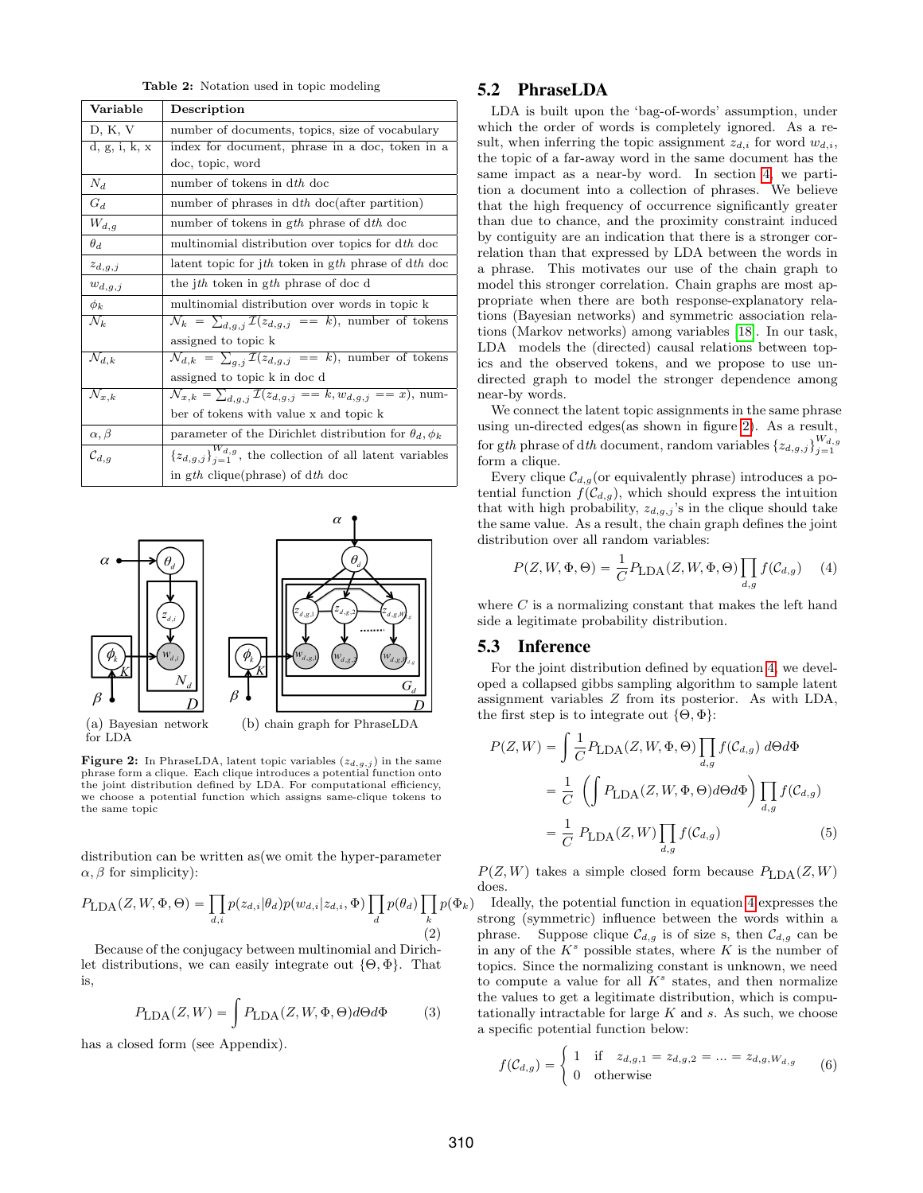**Table 2:** Notation used in topic modeling

| Variable | Description |
|---|---|
| D, K, V | number of documents, topics, size of vocabulary |
| d, g, i, k, x | index for document, phrase in a doc, token in a doc, topic, word |
| $N_d$ | number of tokens in d*th* doc |
| $G_d$ | number of phrases in d*th* doc(after partition) |
| $W_{d,g}$ | number of tokens in g*th* phrase of d*th* doc |
| $\theta_d$ | multinomial distribution over topics for d*th* doc |
| $z_{d,g,j}$ | latent topic for j*th* token in g*th* phrase of d*th* doc |
| $w_{d,g,j}$ | the j*th* token in g*th* phrase of doc d |
| $\phi_k$ | multinomial distribution over words in topic k |
| $\mathcal{N}_k$ | $\mathcal{N}_k = \sum_{d,g,j} \mathcal{I}(z_{d,g,j} == k)$, number of tokens assigned to topic k |
| $\mathcal{N}_{d,k}$ | $\mathcal{N}_{d,k} = \sum_{g,j} \mathcal{I}(z_{d,g,j} == k)$, number of tokens assigned to topic k in doc d |
| $\mathcal{N}_{x,k}$ | $\mathcal{N}_{x,k} = \sum_{d,g,j} \mathcal{I}(z_{d,g,j} == k, w_{d,g,j} == x)$, number of tokens with value x and topic k |
| $\alpha, \beta$ | parameter of the Dirichlet distribution for $\theta_d, \phi_k$ |
| $\mathcal{C}_{d,g}$ | $\{z_{d,g,j}\}_{j=1}^{W_{d,g}}$, the collection of all latent variables in g*th* clique(phrase) of d*th* doc |

(a) Bayesian network for LDA (b) chain graph for PhraseLDA

**Figure 2:** In PhraseLDA, latent topic variables ($z_{d,g,j}$) in the same phrase form a clique. Each clique introduces a potential function onto the joint distribution defined by LDA. For computational efficiency, we choose a potential function which assigns same-clique tokens to the same topic

distribution can be written as(we omit the hyper-parameter $\alpha, \beta$ for simplicity):

$$P_{\text{LDA}}(Z, W, \Phi, \Theta) = \prod_{d,i} p(z_{d,i}|\theta_d) p(w_{d,i}|z_{d,i}, \Phi) \prod_{d} p(\theta_d) \prod_{k} p(\Phi_k) \tag{2}$$

Because of the conjugacy between multinomial and Dirichlet distributions, we can easily integrate out $\{\Theta, \Phi\}$. That is,

$$P_{\text{LDA}}(Z, W) = \int P_{\text{LDA}}(Z, W, \Phi, \Theta) d\Theta d\Phi \tag{3}$$

has a closed form (see Appendix).

## 5.2 PhraseLDA

LDA is built upon the 'bag-of-words' assumption, under which the order of words is completely ignored. As a result, when inferring the topic assignment $z_{d,i}$ for word $w_{d,i}$, the topic of a far-away word in the same document has the same impact as a near-by word. In section 4, we partition a document into a collection of phrases. We believe that the high frequency of occurrence significantly greater than due to chance, and the proximity constraint induced by contiguity are an indication that there is a stronger correlation than that expressed by LDA between the words in a phrase. This motivates our use of the chain graph to model this stronger correlation. Chain graphs are most appropriate when there are both response-explanatory relations (Bayesian networks) and symmetric association relations (Markov networks) among variables [18]. In our task, LDA models the (directed) causal relations between topics and the observed tokens, and we propose to use undirected graph to model the stronger dependence among near-by words.

We connect the latent topic assignments in the same phrase using un-directed edges(as shown in figure 2). As a result, for g*th* phrase of d*th* document, random variables $\{z_{d,g,j}\}_{j=1}^{W_{d,g}}$ form a clique.

Every clique $\mathcal{C}_{d,g}$(or equivalently phrase) introduces a potential function $f(\mathcal{C}_{d,g})$, which should express the intuition that with high probability, $z_{d,g,j}$'s in the clique should take the same value. As a result, the chain graph defines the joint distribution over all random variables:

$$P(Z, W, \Phi, \Theta) = \frac{1}{C} P_{\text{LDA}}(Z, W, \Phi, \Theta) \prod_{d,g} f(\mathcal{C}_{d,g}) \tag{4}$$

where $C$ is a normalizing constant that makes the left hand side a legitimate probability distribution.

## 5.3 Inference

For the joint distribution defined by equation 4, we developed a collapsed gibbs sampling algorithm to sample latent assignment variables $Z$ from its posterior. As with LDA, the first step is to integrate out $\{\Theta, \Phi\}$:

$$\begin{aligned} P(Z, W) &= \int \frac{1}{C} P_{\text{LDA}}(Z, W, \Phi, \Theta) \prod_{d,g} f(\mathcal{C}_{d,g}) \, d\Theta d\Phi \\ &= \frac{1}{C} \left( \int P_{\text{LDA}}(Z, W, \Phi, \Theta) d\Theta d\Phi \right) \prod_{d,g} f(\mathcal{C}_{d,g}) \\ &= \frac{1}{C} \, P_{\text{LDA}}(Z, W) \prod_{d,g} f(\mathcal{C}_{d,g}) \end{aligned} \tag{5}$$

$P(Z, W)$ takes a simple closed form because $P_{\text{LDA}}(Z, W)$ does.

Ideally, the potential function in equation 4 expresses the strong (symmetric) influence between the words within a phrase. Suppose clique $\mathcal{C}_{d,g}$ is of size s, then $\mathcal{C}_{d,g}$ can be in any of the $K^s$ possible states, where $K$ is the number of topics. Since the normalizing constant is unknown, we need to compute a value for all $K^s$ states, and then normalize the values to get a legitimate distribution, which is computationally intractable for large $K$ and $s$. As such, we choose a specific potential function below:

$$f(\mathcal{C}_{d,g}) = \begin{cases} 1 & \text{if} \quad z_{d,g,1} = z_{d,g,2} = ... = z_{d,g,W_{d,g}} \\ 0 & \text{otherwise} \end{cases} \tag{6}$$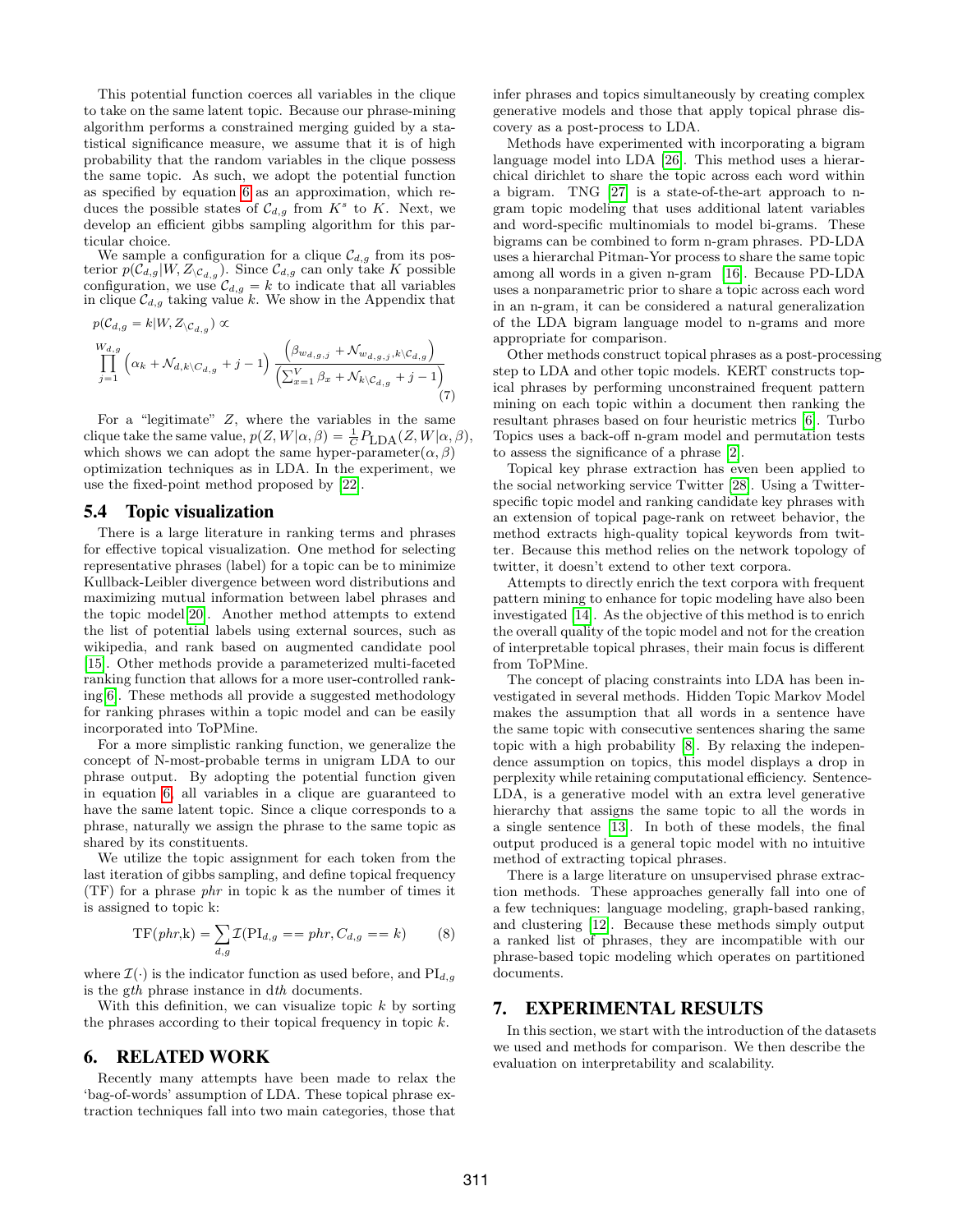This potential function coerces all variables in the clique to take on the same latent topic. Because our phrase-mining algorithm performs a constrained merging guided by a statistical significance measure, we assume that it is of high probability that the random variables in the clique possess the same topic. As such, we adopt the potential function as specified by equation 6 as an approximation, which reduces the possible states of $\mathcal{C}_{d,g}$ from $K^s$ to $K$. Next, we develop an efficient gibbs sampling algorithm for this particular choice.

We sample a configuration for a clique $\mathcal{C}_{d,g}$ from its posterior $p(\mathcal{C}_{d,g}|W, Z_{\setminus \mathcal{C}_{d,g}})$. Since $\mathcal{C}_{d,g}$ can only take $K$ possible configuration, we use $\mathcal{C}_{d,g} = k$ to indicate that all variables in clique $\mathcal{C}_{d,g}$ taking value $k$. We show in the Appendix that

$$p(\mathcal{C}_{d,g} = k|W, Z_{\setminus \mathcal{C}_{d,g}}) \propto$$
$$\prod_{j=1}^{W_{d,g}} \left(\alpha_k + \mathcal{N}_{d,k\setminus C_{d,g}} + j - 1\right) \frac{\left(\beta_{w_{d,g,j}} + \mathcal{N}_{w_{d,g,j},k\setminus \mathcal{C}_{d,g}}\right)}{\left(\sum_{x=1}^{V} \beta_x + \mathcal{N}_{k\setminus \mathcal{C}_{d,g}} + j - 1\right)} \tag{7}$$

For a "legitimate" $Z$, where the variables in the same clique take the same value, $p(Z, W|\alpha, \beta) = \frac{1}{C} P_{\text{LDA}}(Z, W|\alpha, \beta)$, which shows we can adopt the same hyper-parameter$(\alpha, \beta)$ optimization techniques as in LDA. In the experiment, we use the fixed-point method proposed by [22].

### 5.4 Topic visualization

There is a large literature in ranking terms and phrases for effective topical visualization. One method for selecting representative phrases (label) for a topic can be to minimize Kullback-Leibler divergence between word distributions and maximizing mutual information between label phrases and the topic model[20]. Another method attempts to extend the list of potential labels using external sources, such as wikipedia, and rank based on augmented candidate pool [15]. Other methods provide a parameterized multi-faceted ranking function that allows for a more user-controlled ranking[6]. These methods all provide a suggested methodology for ranking phrases within a topic model and can be easily incorporated into ToPMine.

For a more simplistic ranking function, we generalize the concept of N-most-probable terms in unigram LDA to our phrase output. By adopting the potential function given in equation 6, all variables in a clique are guaranteed to have the same latent topic. Since a clique corresponds to a phrase, naturally we assign the phrase to the same topic as shared by its constituents.

We utilize the topic assignment for each token from the last iteration of gibbs sampling, and define topical frequency (TF) for a phrase *phr* in topic k as the number of times it is assigned to topic k:

$$\text{TF}(phr, \text{k}) = \sum_{d,g} \mathcal{I}(\text{PI}_{d,g} == phr, C_{d,g} == k) \tag{8}$$

where $\mathcal{I}(\cdot)$ is the indicator function as used before, and $\text{PI}_{d,g}$ is the $g$*th* phrase instance in $d$*th* documents.

With this definition, we can visualize topic $k$ by sorting the phrases according to their topical frequency in topic $k$.

## 6. RELATED WORK

Recently many attempts have been made to relax the 'bag-of-words' assumption of LDA. These topical phrase extraction techniques fall into two main categories, those that infer phrases and topics simultaneously by creating complex generative models and those that apply topical phrase discovery as a post-process to LDA.

Methods have experimented with incorporating a bigram language model into LDA [26]. This method uses a hierarchical dirichlet to share the topic across each word within a bigram. TNG [27] is a state-of-the-art approach to n-gram topic modeling that uses additional latent variables and word-specific multinomials to model bi-grams. These bigrams can be combined to form n-gram phrases. PD-LDA uses a hierarchal Pitman-Yor process to share the same topic among all words in a given n-gram [16]. Because PD-LDA uses a nonparametric prior to share a topic across each word in an n-gram, it can be considered a natural generalization of the LDA bigram language model to n-grams and more appropriate for comparison.

Other methods construct topical phrases as a post-processing step to LDA and other topic models. KERT constructs topical phrases by performing unconstrained frequent pattern mining on each topic within a document then ranking the resultant phrases based on four heuristic metrics [6]. Turbo Topics uses a back-off n-gram model and permutation tests to assess the significance of a phrase [2].

Topical key phrase extraction has even been applied to the social networking service Twitter [28]. Using a Twitter-specific topic model and ranking candidate key phrases with an extension of topical page-rank on retweet behavior, the method extracts high-quality topical keywords from twitter. Because this method relies on the network topology of twitter, it doesn't extend to other text corpora.

Attempts to directly enrich the text corpora with frequent pattern mining to enhance for topic modeling have also been investigated [14]. As the objective of this method is to enrich the overall quality of the topic model and not for the creation of interpretable topical phrases, their main focus is different from ToPMine.

The concept of placing constraints into LDA has been investigated in several methods. Hidden Topic Markov Model makes the assumption that all words in a sentence have the same topic with consecutive sentences sharing the same topic with a high probability [8]. By relaxing the independence assumption on topics, this model displays a drop in perplexity while retaining computational efficiency. Sentence-LDA, is a generative model with an extra level generative hierarchy that assigns the same topic to all the words in a single sentence [13]. In both of these models, the final output produced is a general topic model with no intuitive method of extracting topical phrases.

There is a large literature on unsupervised phrase extraction methods. These approaches generally fall into one of a few techniques: language modeling, graph-based ranking, and clustering [12]. Because these methods simply output a ranked list of phrases, they are incompatible with our phrase-based topic modeling which operates on partitioned documents.

## 7. EXPERIMENTAL RESULTS

In this section, we start with the introduction of the datasets we used and methods for comparison. We then describe the evaluation on interpretability and scalability.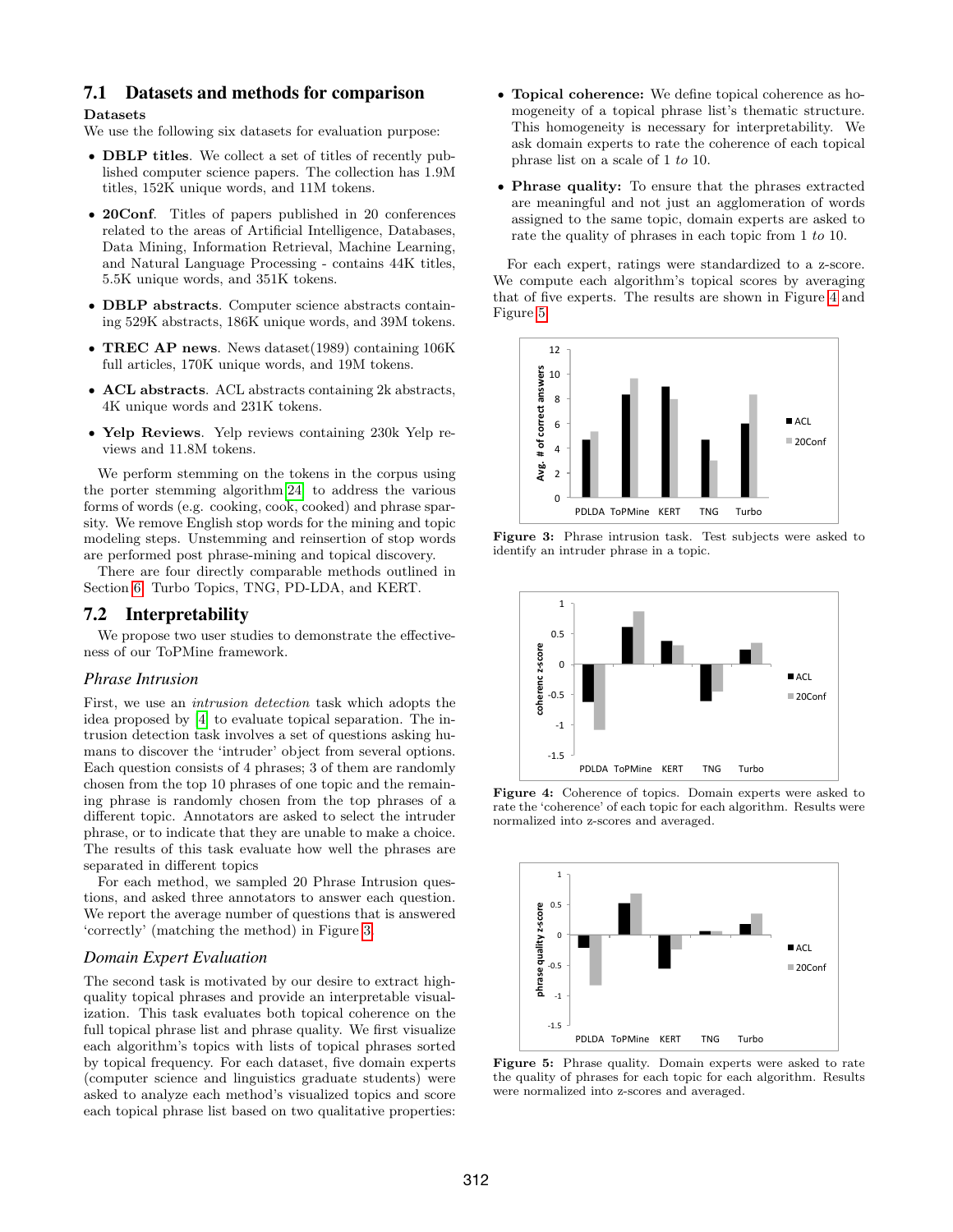## 7.1 Datasets and methods for comparison

**Datasets**

We use the following six datasets for evaluation purpose:

- **DBLP titles**. We collect a set of titles of recently published computer science papers. The collection has 1.9M titles, 152K unique words, and 11M tokens.
- **20Conf**. Titles of papers published in 20 conferences related to the areas of Artificial Intelligence, Databases, Data Mining, Information Retrieval, Machine Learning, and Natural Language Processing - contains 44K titles, 5.5K unique words, and 351K tokens.
- **DBLP abstracts**. Computer science abstracts containing 529K abstracts, 186K unique words, and 39M tokens.
- **TREC AP news**. News dataset(1989) containing 106K full articles, 170K unique words, and 19M tokens.
- **ACL abstracts**. ACL abstracts containing 2k abstracts, 4K unique words and 231K tokens.
- **Yelp Reviews**. Yelp reviews containing 230k Yelp reviews and 11.8M tokens.

We perform stemming on the tokens in the corpus using the porter stemming algorithm [24] to address the various forms of words (e.g. cooking, cook, cooked) and phrase sparsity. We remove English stop words for the mining and topic modeling steps. Unstemming and reinsertion of stop words are performed post phrase-mining and topical discovery.

There are four directly comparable methods outlined in Section 6: Turbo Topics, TNG, PD-LDA, and KERT.

## 7.2 Interpretability

We propose two user studies to demonstrate the effectiveness of our ToPMine framework.

### *Phrase Intrusion*

First, we use an *intrusion detection* task which adopts the idea proposed by [4] to evaluate topical separation. The intrusion detection task involves a set of questions asking humans to discover the 'intruder' object from several options. Each question consists of 4 phrases; 3 of them are randomly chosen from the top 10 phrases of one topic and the remaining phrase is randomly chosen from the top phrases of a different topic. Annotators are asked to select the intruder phrase, or to indicate that they are unable to make a choice. The results of this task evaluate how well the phrases are separated in different topics

For each method, we sampled 20 Phrase Intrusion questions, and asked three annotators to answer each question. We report the average number of questions that is answered 'correctly' (matching the method) in Figure 3.

### *Domain Expert Evaluation*

The second task is motivated by our desire to extract high-quality topical phrases and provide an interpretable visualization. This task evaluates both topical coherence on the full topical phrase list and phrase quality. We first visualize each algorithm's topics with lists of topical phrases sorted by topical frequency. For each dataset, five domain experts (computer science and linguistics graduate students) were asked to analyze each method's visualized topics and score each topical phrase list based on two qualitative properties:

- **Topical coherence:** We define topical coherence as homogeneity of a topical phrase list's thematic structure. This homogeneity is necessary for interpretability. We ask domain experts to rate the coherence of each topical phrase list on a scale of 1 *to* 10.
- **Phrase quality:** To ensure that the phrases extracted are meaningful and not just an agglomeration of words assigned to the same topic, domain experts are asked to rate the quality of phrases in each topic from 1 *to* 10.

For each expert, ratings were standardized to a z-score. We compute each algorithm's topical scores by averaging that of five experts. The results are shown in Figure 4 and Figure 5.

**Figure 3:** Phrase intrusion task. Test subjects were asked to identify an intruder phrase in a topic.

**Figure 4:** Coherence of topics. Domain experts were asked to rate the 'coherence' of each topic for each algorithm. Results were normalized into z-scores and averaged.

**Figure 5:** Phrase quality. Domain experts were asked to rate the quality of phrases for each topic for each algorithm. Results were normalized into z-scores and averaged.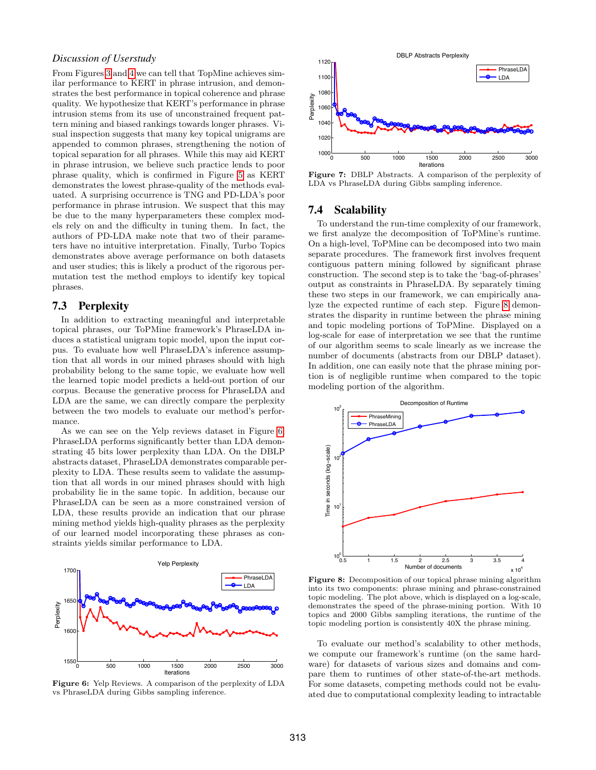*Discussion of Userstudy*

From Figures 3 and 4 we can tell that TopMine achieves similar performance to KERT in phrase intrusion, and demonstrates the best performance in topical coherence and phrase quality. We hypothesize that KERT's performance in phrase intrusion stems from its use of unconstrained frequent pattern mining and biased rankings towards longer phrases. Visual inspection suggests that many key topical unigrams are appended to common phrases, strengthening the notion of topical separation for all phrases. While this may aid KERT in phrase intrusion, we believe such practice lends to poor phrase quality, which is confirmed in Figure 5 as KERT demonstrates the lowest phrase-quality of the methods evaluated. A surprising occurrence is TNG and PD-LDA's poor performance in phrase intrusion. We suspect that this may be due to the many hyperparameters these complex models rely on and the difficulty in tuning them. In fact, the authors of PD-LDA make note that two of their parameters have no intuitive interpretation. Finally, Turbo Topics demonstrates above average performance on both datasets and user studies; this is likely a product of the rigorous permutation test the method employs to identify key topical phrases.

## 7.3 Perplexity

In addition to extracting meaningful and interpretable topical phrases, our ToPMine framework's PhraseLDA induces a statistical unigram topic model, upon the input corpus. To evaluate how well PhraseLDA's inference assumption that all words in our mined phrases should with high probability belong to the same topic, we evaluate how well the learned topic model predicts a held-out portion of our corpus. Because the generative process for PhraseLDA and LDA are the same, we can directly compare the perplexity between the two models to evaluate our method's performance.

As we can see on the Yelp reviews dataset in Figure 6, PhraseLDA performs significantly better than LDA demonstrating 45 bits lower perplexity than LDA. On the DBLP abstracts dataset, PhraseLDA demonstrates comparable perplexity to LDA. These results seem to validate the assumption that all words in our mined phrases should with high probability lie in the same topic. In addition, because our PhraseLDA can be seen as a more constrained version of LDA, these results provide an indication that our phrase mining method yields high-quality phrases as the perplexity of our learned model incorporating these phrases as constraints yields similar performance to LDA.

**Figure 6:** Yelp Reviews. A comparison of the perplexity of LDA vs PhraseLDA during Gibbs sampling inference.

**Figure 7:** DBLP Abstracts. A comparison of the perplexity of LDA vs PhraseLDA during Gibbs sampling inference.

## 7.4 Scalability

To understand the run-time complexity of our framework, we first analyze the decomposition of ToPMine's runtime. On a high-level, ToPMine can be decomposed into two main separate procedures. The framework first involves frequent contiguous pattern mining followed by significant phrase construction. The second step is to take the 'bag-of-phrases' output as constraints in PhraseLDA. By separately timing these two steps in our framework, we can empirically analyze the expected runtime of each step. Figure 8 demonstrates the disparity in runtime between the phrase mining and topic modeling portions of ToPMine. Displayed on a log-scale for ease of interpretation we see that the runtime of our algorithm seems to scale linearly as we increase the number of documents (abstracts from our DBLP dataset). In addition, one can easily note that the phrase mining portion is of negligible runtime when compared to the topic modeling portion of the algorithm.

**Figure 8:** Decomposition of our topical phrase mining algorithm into its two components: phrase mining and phrase-constrained topic modeling. The plot above, which is displayed on a log-scale, demonstrates the speed of the phrase-mining portion. With 10 topics and 2000 Gibbs sampling iterations, the runtime of the topic modeling portion is consistently 40X the phrase mining.

To evaluate our method's scalability to other methods, we compute our framework's runtime (on the same hardware) for datasets of various sizes and domains and compare them to runtimes of other state-of-the-art methods. For some datasets, competing methods could not be evaluated due to computational complexity leading to intractable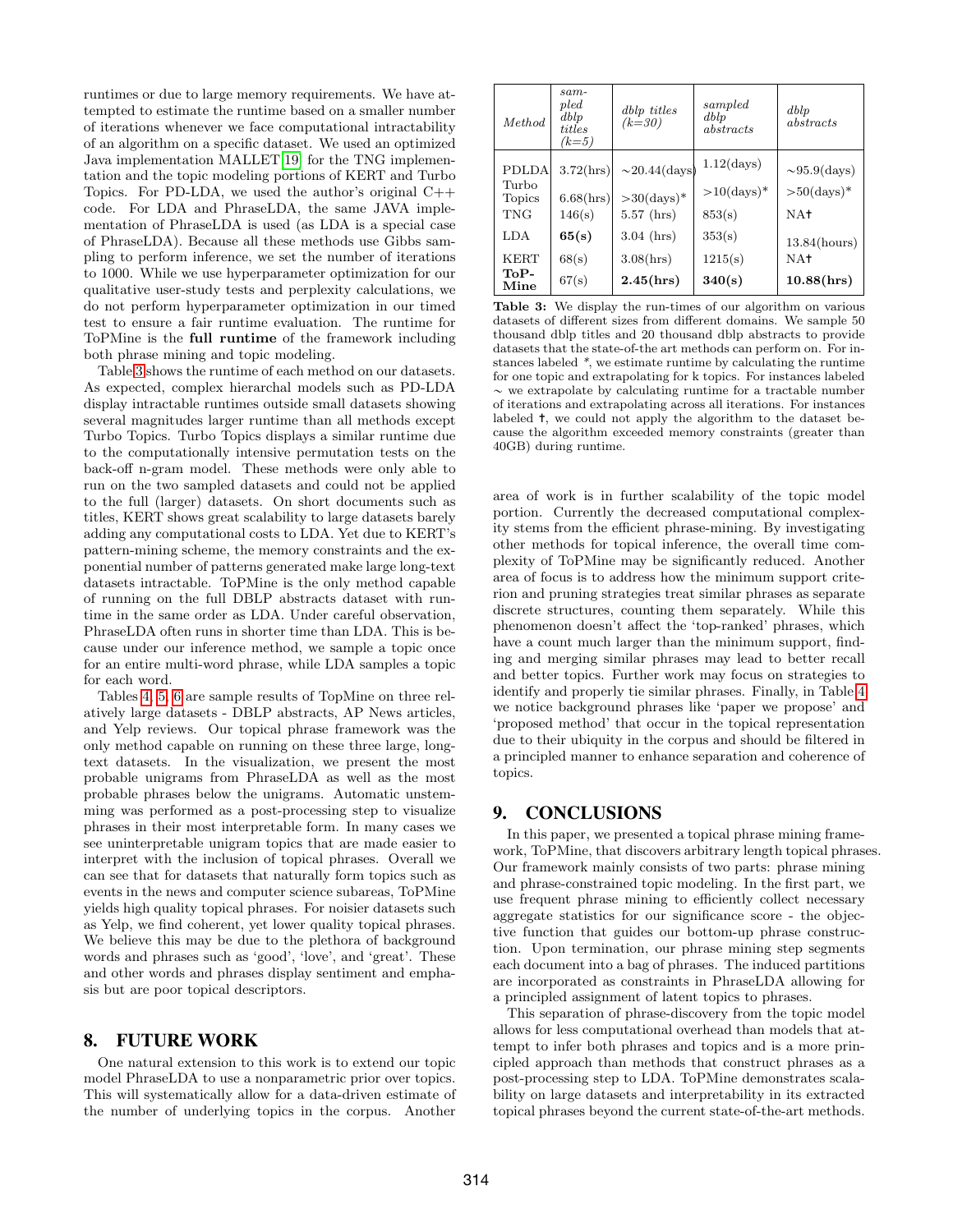runtimes or due to large memory requirements. We have attempted to estimate the runtime based on a smaller number of iterations whenever we face computational intractability of an algorithm on a specific dataset. We used an optimized Java implementation MALLET[19] for the TNG implementation and the topic modeling portions of KERT and Turbo Topics. For PD-LDA, we used the author's original C++ code. For LDA and PhraseLDA, the same JAVA implementation of PhraseLDA is used (as LDA is a special case of PhraseLDA). Because all these methods use Gibbs sampling to perform inference, we set the number of iterations to 1000. While we use hyperparameter optimization for our qualitative user-study tests and perplexity calculations, we do not perform hyperparameter optimization in our timed test to ensure a fair runtime evaluation. The runtime for ToPMine is the **full runtime** of the framework including both phrase mining and topic modeling.

Table 3 shows the runtime of each method on our datasets. As expected, complex hierarchical models such as PD-LDA display intractable runtimes outside small datasets showing several magnitudes larger runtime than all methods except Turbo Topics. Turbo Topics displays a similar runtime due to the computationally intensive permutation tests on the back-off n-gram model. These methods were only able to run on the two sampled datasets and could not be applied to the full (larger) datasets. On short documents such as titles, KERT shows great scalability to large datasets barely adding any computational costs to LDA. Yet due to KERT's pattern-mining scheme, the memory constraints and the exponential number of patterns generated make large long-text datasets intractable. ToPMine is the only method capable of running on the full DBLP abstracts dataset with runtime in the same order as LDA. Under careful observation, PhraseLDA often runs in shorter time than LDA. This is because under our inference method, we sample a topic once for an entire multi-word phrase, while LDA samples a topic for each word.

Tables 4, 5, 6 are sample results of TopMine on three relatively large datasets - DBLP abstracts, AP News articles, and Yelp reviews. Our topical phrase framework was the only method capable on running on these three large, long-text datasets. In the visualization, we present the most probable unigrams from PhraseLDA as well as the most probable phrases below the unigrams. Automatic unstemming was performed as a post-processing step to visualize phrases in their most interpretable form. In many cases we see uninterpretable unigram topics that are made easier to interpret with the inclusion of topical phrases. Overall we can see that for datasets that naturally form topics such as events in the news and computer science subareas, ToPMine yields high quality topical phrases. For noisier datasets such as Yelp, we find coherent, yet lower quality topical phrases. We believe this may be due to the plethora of background words and phrases such as 'good', 'love', and 'great'. These and other words and phrases display sentiment and emphasis but are poor topical descriptors.

## 8. FUTURE WORK

One natural extension to this work is to extend our topic model PhraseLDA to use a nonparametric prior over topics. This will systematically allow for a data-driven estimate of the number of underlying topics in the corpus. Another area of work is in further scalability of the topic model portion. Currently the decreased computational complexity stems from the efficient phrase-mining. By investigating other methods for topical inference, the overall time complexity of ToPMine may be significantly reduced. Another area of focus is to address how the minimum support criterion and pruning strategies treat similar phrases as separate discrete structures, counting them separately. While this phenomenon doesn't affect the 'top-ranked' phrases, which have a count much larger than the minimum support, finding and merging similar phrases may lead to better recall and better topics. Further work may focus on strategies to identify and properly tie similar phrases. Finally, in Table 4 we notice background phrases like 'paper we propose' and 'proposed method' that occur in the topical representation due to their ubiquity in the corpus and should be filtered in a principled manner to enhance separation and coherence of topics.

| *Method* | *sampled dblp titles (k=5)* | *dblp titles (k=30)* | *sampled dblp abstracts* | *dblp abstracts* |
|---|---|---|---|---|
| PDLDA | 3.72(hrs) | ~20.44(days) | 1.12(days) | ~95.9(days) |
| Turbo Topics | 6.68(hrs) | >30(days)* | >10(days)* | >50(days)* |
| TNG | 146(s) | 5.57 (hrs) | 853(s) | NA† |
| LDA | **65(s)** | 3.04 (hrs) | 353(s) | 13.84(hours) |
| KERT | 68(s) | 3.08(hrs) | 1215(s) | NA† |
| **ToP-Mine** | 67(s) | **2.45(hrs)** | **340(s)** | **10.88(hrs)** |

**Table 3:** We display the run-times of our algorithm on various datasets of different sizes from different domains. We sample 50 thousand dblp titles and 20 thousand dblp abstracts to provide datasets that the state-of-the art methods can perform on. For instances labeled *, we estimate runtime by calculating the runtime for one topic and extrapolating for k topics. For instances labeled ~ we extrapolate by calculating runtime for a tractable number of iterations and extrapolating across all iterations. For instances labeled †, we could not apply the algorithm to the dataset because the algorithm exceeded memory constraints (greater than 40GB) during runtime.

## 9. CONCLUSIONS

In this paper, we presented a topical phrase mining framework, ToPMine, that discovers arbitrary length topical phrases. Our framework mainly consists of two parts: phrase mining and phrase-constrained topic modeling. In the first part, we use frequent phrase mining to efficiently collect necessary aggregate statistics for our significance score - the objective function that guides our bottom-up phrase construction. Upon termination, our phrase mining step segments each document into a bag of phrases. The induced partitions are incorporated as constraints in PhraseLDA allowing for a principled assignment of latent topics to phrases.

This separation of phrase-discovery from the topic model allows for less computational overhead than models that attempt to infer both phrases and topics and is a more principled approach than methods that construct phrases as a post-processing step to LDA. ToPMine demonstrates scalability on large datasets and interpretability in its extracted topical phrases beyond the current state-of-the-art methods.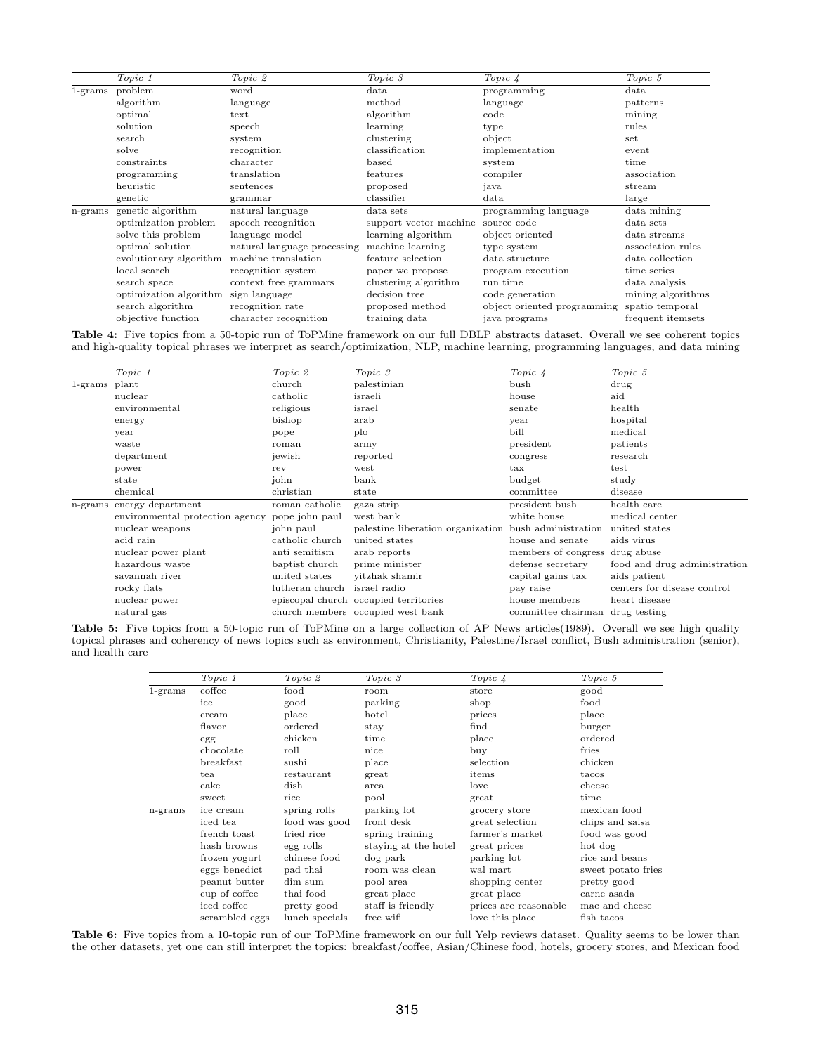| | *Topic 1* | *Topic 2* | *Topic 3* | *Topic 4* | *Topic 5* |
|---|---|---|---|---|---|
| 1-grams | problem | word | data | programming | data |
| | algorithm | language | method | language | patterns |
| | optimal | text | algorithm | code | mining |
| | solution | speech | learning | type | rules |
| | search | system | clustering | object | set |
| | solve | recognition | classification | implementation | event |
| | constraints | character | based | system | time |
| | programming | translation | features | compiler | association |
| | heuristic | sentences | proposed | java | stream |
| | genetic | grammar | classifier | data | large |
| n-grams | genetic algorithm | natural language | data sets | programming language | data mining |
| | optimization problem | speech recognition | support vector machine | source code | data sets |
| | solve this problem | language model | learning algorithm | object oriented | data streams |
| | optimal solution | natural language processing | machine learning | type system | association rules |
| | evolutionary algorithm | machine translation | feature selection | data structure | data collection |
| | local search | recognition system | paper we propose | program execution | time series |
| | search space | context free grammars | clustering algorithm | run time | data analysis |
| | optimization algorithm | sign language | decision tree | code generation | mining algorithms |
| | search algorithm | recognition rate | proposed method | object oriented programming | spatio temporal |
| | objective function | character recognition | training data | java programs | frequent itemsets |

**Table 4:** Five topics from a 50-topic run of ToPMine framework on our full DBLP abstracts dataset. Overall we see coherent topics and high-quality topical phrases we interpret as search/optimization, NLP, machine learning, programming languages, and data mining

| | *Topic 1* | *Topic 2* | *Topic 3* | *Topic 4* | *Topic 5* |
|---|---|---|---|---|---|
| 1-grams | plant | church | palestinian | bush | drug |
| | nuclear | catholic | israeli | house | aid |
| | environmental | religious | israel | senate | health |
| | energy | bishop | arab | year | hospital |
| | year | pope | plo | bill | medical |
| | waste | roman | army | president | patients |
| | department | jewish | reported | congress | research |
| | power | rev | west | tax | test |
| | state | john | bank | budget | study |
| | chemical | christian | state | committee | disease |
| n-grams | energy department | roman catholic | gaza strip | president bush | health care |
| | environmental protection agency | pope john paul | west bank | white house | medical center |
| | nuclear weapons | john paul | palestine liberation organization | bush administration | united states |
| | acid rain | catholic church | united states | house and senate | aids virus |
| | nuclear power plant | anti semitism | arab reports | members of congress | drug abuse |
| | hazardous waste | baptist church | prime minister | defense secretary | food and drug administration |
| | savannah river | united states | yitzhak shamir | capital gains tax | aids patient |
| | rocky flats | lutheran church | israel radio | pay raise | centers for disease control |
| | nuclear power | episcopal church | occupied territories | house members | heart disease |
| | natural gas | church members | occupied west bank | committee chairman | drug testing |

**Table 5:** Five topics from a 50-topic run of ToPMine on a large collection of AP News articles(1989). Overall we see high quality topical phrases and coherency of news topics such as environment, Christianity, Palestine/Israel conflict, Bush administration (senior), and health care

| | *Topic 1* | *Topic 2* | *Topic 3* | *Topic 4* | *Topic 5* |
|---|---|---|---|---|---|
| 1-grams | coffee | food | room | store | good |
| | ice | good | parking | shop | food |
| | cream | place | hotel | prices | place |
| | flavor | ordered | stay | find | burger |
| | egg | chicken | time | place | ordered |
| | chocolate | roll | nice | buy | fries |
| | breakfast | sushi | place | selection | chicken |
| | tea | restaurant | great | items | tacos |
| | cake | dish | area | love | cheese |
| | sweet | rice | pool | great | time |
| n-grams | ice cream | spring rolls | parking lot | grocery store | mexican food |
| | iced tea | food was good | front desk | great selection | chips and salsa |
| | french toast | fried rice | spring training | farmer's market | food was good |
| | hash browns | egg rolls | staying at the hotel | great prices | hot dog |
| | frozen yogurt | chinese food | dog park | parking lot | rice and beans |
| | eggs benedict | pad thai | room was clean | wal mart | sweet potato fries |
| | peanut butter | dim sum | pool area | shopping center | pretty good |
| | cup of coffee | thai food | great place | great place | carne asada |
| | iced coffee | pretty good | staff is friendly | prices are reasonable | mac and cheese |
| | scrambled eggs | lunch specials | free wifi | love this place | fish tacos |

**Table 6:** Five topics from a 10-topic run of our ToPMine framework on our full Yelp reviews dataset. Quality seems to be lower than the other datasets, yet one can still interpret the topics: breakfast/coffee, Asian/Chinese food, hotels, grocery stores, and Mexican food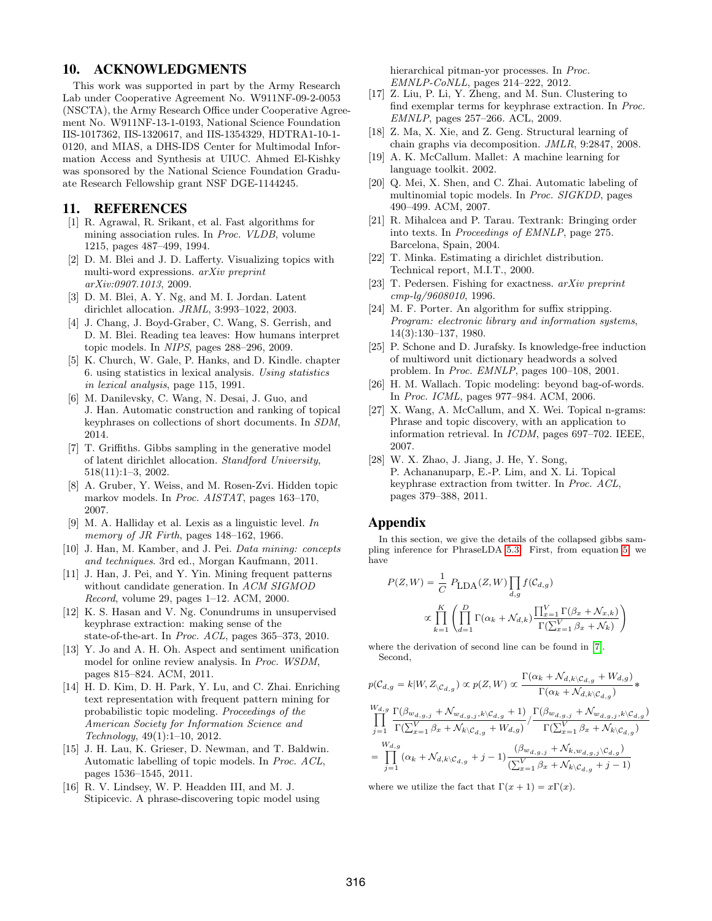## 10. ACKNOWLEDGMENTS

This work was supported in part by the Army Research Lab under Cooperative Agreement No. W911NF-09-2-0053 (NSCTA), the Army Research Office under Cooperative Agreement No. W911NF-13-1-0193, National Science Foundation IIS-1017362, IIS-1320617, and IIS-1354329, HDTRA1-10-1-0120, and MIAS, a DHS-IDS Center for Multimodal Information Access and Synthesis at UIUC. Ahmed El-Kishky was sponsored by the National Science Foundation Graduate Research Fellowship grant NSF DGE-1144245.

## 11. REFERENCES

[1] R. Agrawal, R. Srikant, et al. Fast algorithms for mining association rules. In *Proc. VLDB*, volume 1215, pages 487–499, 1994.

[2] D. M. Blei and J. D. Lafferty. Visualizing topics with multi-word expressions. *arXiv preprint arXiv:0907.1013*, 2009.

[3] D. M. Blei, A. Y. Ng, and M. I. Jordan. Latent dirichlet allocation. *JRML*, 3:993–1022, 2003.

[4] J. Chang, J. Boyd-Graber, C. Wang, S. Gerrish, and D. M. Blei. Reading tea leaves: How humans interpret topic models. In *NIPS*, pages 288–296, 2009.

[5] K. Church, W. Gale, P. Hanks, and D. Kindle. chapter 6. using statistics in lexical analysis. *Using statistics in lexical analysis*, page 115, 1991.

[6] M. Danilevsky, C. Wang, N. Desai, J. Guo, and J. Han. Automatic construction and ranking of topical keyphrases on collections of short documents. In *SDM*, 2014.

[7] T. Griffiths. Gibbs sampling in the generative model of latent dirichlet allocation. *Standford University*, 518(11):1–3, 2002.

[8] A. Gruber, Y. Weiss, and M. Rosen-Zvi. Hidden topic markov models. In *Proc. AISTAT*, pages 163–170, 2007.

[9] M. A. Halliday et al. Lexis as a linguistic level. *In memory of JR Firth*, pages 148–162, 1966.

[10] J. Han, M. Kamber, and J. Pei. *Data mining: concepts and techniques*. 3rd ed., Morgan Kaufmann, 2011.

[11] J. Han, J. Pei, and Y. Yin. Mining frequent patterns without candidate generation. In *ACM SIGMOD Record*, volume 29, pages 1–12. ACM, 2000.

[12] K. S. Hasan and V. Ng. Conundrums in unsupervised keyphrase extraction: making sense of the state-of-the-art. In *Proc. ACL*, pages 365–373, 2010.

[13] Y. Jo and A. H. Oh. Aspect and sentiment unification model for online review analysis. In *Proc. WSDM*, pages 815–824. ACM, 2011.

[14] H. D. Kim, D. H. Park, Y. Lu, and C. Zhai. Enriching text representation with frequent pattern mining for probabilistic topic modeling. *Proceedings of the American Society for Information Science and Technology*, 49(1):1–10, 2012.

[15] J. H. Lau, K. Grieser, D. Newman, and T. Baldwin. Automatic labelling of topic models. In *Proc. ACL*, pages 1536–1545, 2011.

[16] R. V. Lindsey, W. P. Headden III, and M. J. Stipicevic. A phrase-discovering topic model using hierarchical pitman-yor processes. In *Proc. EMNLP-CoNLL*, pages 214–222, 2012.

[17] Z. Liu, P. Li, Y. Zheng, and M. Sun. Clustering to find exemplar terms for keyphrase extraction. In *Proc. EMNLP*, pages 257–266. ACL, 2009.

[18] Z. Ma, X. Xie, and Z. Geng. Structural learning of chain graphs via decomposition. *JMLR*, 9:2847, 2008.

[19] A. K. McCallum. Mallet: A machine learning for language toolkit. 2002.

[20] Q. Mei, X. Shen, and C. Zhai. Automatic labeling of multinomial topic models. In *Proc. SIGKDD*, pages 490–499. ACM, 2007.

[21] R. Mihalcea and P. Tarau. Textrank: Bringing order into texts. In *Proceedings of EMNLP*, page 275. Barcelona, Spain, 2004.

[22] T. Minka. Estimating a dirichlet distribution. Technical report, M.I.T., 2000.

[23] T. Pedersen. Fishing for exactness. *arXiv preprint cmp-lg/9608010*, 1996.

[24] M. F. Porter. An algorithm for suffix stripping. *Program: electronic library and information systems*, 14(3):130–137, 1980.

[25] P. Schone and D. Jurafsky. Is knowledge-free induction of multiword unit dictionary headwords a solved problem. In *Proc. EMNLP*, pages 100–108, 2001.

[26] H. M. Wallach. Topic modeling: beyond bag-of-words. In *Proc. ICML*, pages 977–984. ACM, 2006.

[27] X. Wang, A. McCallum, and X. Wei. Topical n-grams: Phrase and topic discovery, with an application to information retrieval. In *ICDM*, pages 697–702. IEEE, 2007.

[28] W. X. Zhao, J. Jiang, J. He, Y. Song, P. Achananuparp, E.-P. Lim, and X. Li. Topical keyphrase extraction from twitter. In *Proc. ACL*, pages 379–388, 2011.

## Appendix

In this section, we give the details of the collapsed gibbs sampling inference for PhraseLDA 5.3. First, from equation 5, we have

$$P(Z,W) = \frac{1}{C}\ P_{\text{LDA}}(Z,W)\prod_{d,g} f(\mathcal{C}_{d,g})$$

$$\propto \prod_{k=1}^{K}\left(\prod_{d=1}^{D}\Gamma(\alpha_k + \mathcal{N}_{d,k})\frac{\prod_{x=1}^{V}\Gamma(\beta_x + \mathcal{N}_{x,k})}{\Gamma(\sum_{x=1}^{V}\beta_x + \mathcal{N}_k)}\right)$$

where the derivation of second line can be found in [7].

Second,

$$p(\mathcal{C}_{d,g} = k | W, Z_{\backslash \mathcal{C}_{d,g}}) \propto p(Z,W) \propto \frac{\Gamma(\alpha_k + \mathcal{N}_{d,k\backslash \mathcal{C}_{d,g}} + W_{d,g})}{\Gamma(\alpha_k + \mathcal{N}_{d,k\backslash \mathcal{C}_{d,g}})} *$$

$$\prod_{j=1}^{W_{d,g}} \frac{\Gamma(\beta_{w_{d,g,j}} + \mathcal{N}_{w_{d,g,j},k\backslash \mathcal{C}_{d,g}} + 1)}{\Gamma(\sum_{x=1}^{V}\beta_x + \mathcal{N}_{k\backslash \mathcal{C}_{d,g}} + W_{d,g})} \Big/ \frac{\Gamma(\beta_{w_{d,g,j}} + \mathcal{N}_{w_{d,g,j},k\backslash \mathcal{C}_{d,g}})}{\Gamma(\sum_{x=1}^{V}\beta_x + \mathcal{N}_{k\backslash \mathcal{C}_{d,g}})}$$

$$= \prod_{j=1}^{W_{d,g}} (\alpha_k + \mathcal{N}_{d,k\backslash \mathcal{C}_{d,g}} + j - 1)\frac{(\beta_{w_{d,g,j}} + \mathcal{N}_{k,w_{d,g,j}\backslash \mathcal{C}_{d,g}})}{(\sum_{x=1}^{V}\beta_x + \mathcal{N}_{k\backslash \mathcal{C}_{d,g}} + j - 1)}$$

where we utilize the fact that $\Gamma(x+1) = x\Gamma(x)$.